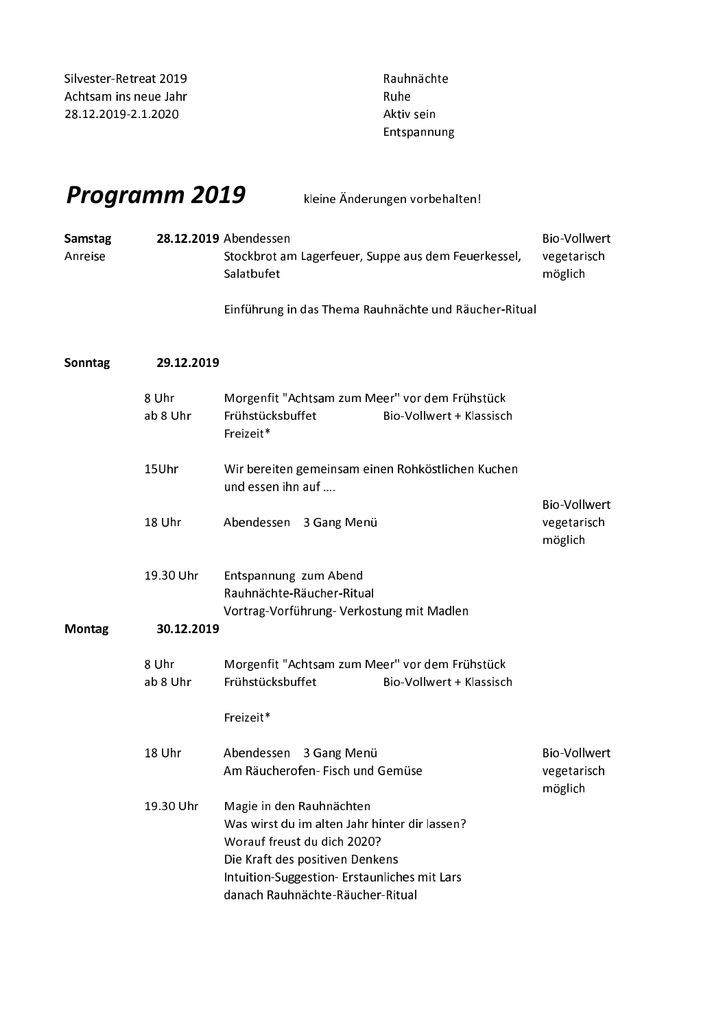Silvester-Retreat 2019
Achtsam ins neue Jahr
28.12.2019-2.1.2020

Rauhnächte
Ruhe
Aktiv sein
Entspannung

# *Programm 2019*

kleine Änderungen vorbehalten!

| | | | |
|---|---|---|---|
| **Samstag** Anreise | **28.12.2019** | Abendessen<br>Stockbrot am Lagerfeuer, Suppe aus dem Feuerkessel, Salatbufet | Bio-Vollwert vegetarisch möglich |
| | | Einführung in das Thema Rauhnächte und Räucher-Ritual | |
| **Sonntag** | **29.12.2019** | | |
| | 8 Uhr | Morgenfit "Achtsam zum Meer" vor dem Frühstück | |
| | ab 8 Uhr | Frühstücksbuffet     Bio-Vollwert + Klassisch<br>Freizeit* | |
| | 15Uhr | Wir bereiten gemeinsam einen Rohköstlichen Kuchen und essen ihn auf .... | |
| | 18 Uhr | Abendessen   3 Gang Menü | Bio-Vollwert vegetarisch möglich |
| | 19.30 Uhr | Entspannung zum Abend<br>Rauhnächte-Räucher-Ritual<br>Vortrag-Vorführung- Verkostung mit Madlen | |
| **Montag** | **30.12.2019** | | |
| | 8 Uhr | Morgenfit "Achtsam zum Meer" vor dem Frühstück | |
| | ab 8 Uhr | Frühstücksbuffet     Bio-Vollwert + Klassisch | |
| | | Freizeit* | |
| | 18 Uhr | Abendessen   3 Gang Menü<br>Am Räucherofen- Fisch und Gemüse | Bio-Vollwert vegetarisch möglich |
| | 19.30 Uhr | Magie in den Rauhnächten<br>Was wirst du im alten Jahr hinter dir lassen?<br>Worauf freust du dich 2020?<br>Die Kraft des positiven Denkens<br>Intuition-Suggestion- Erstaunliches mit Lars<br>danach Rauhnächte-Räucher-Ritual | |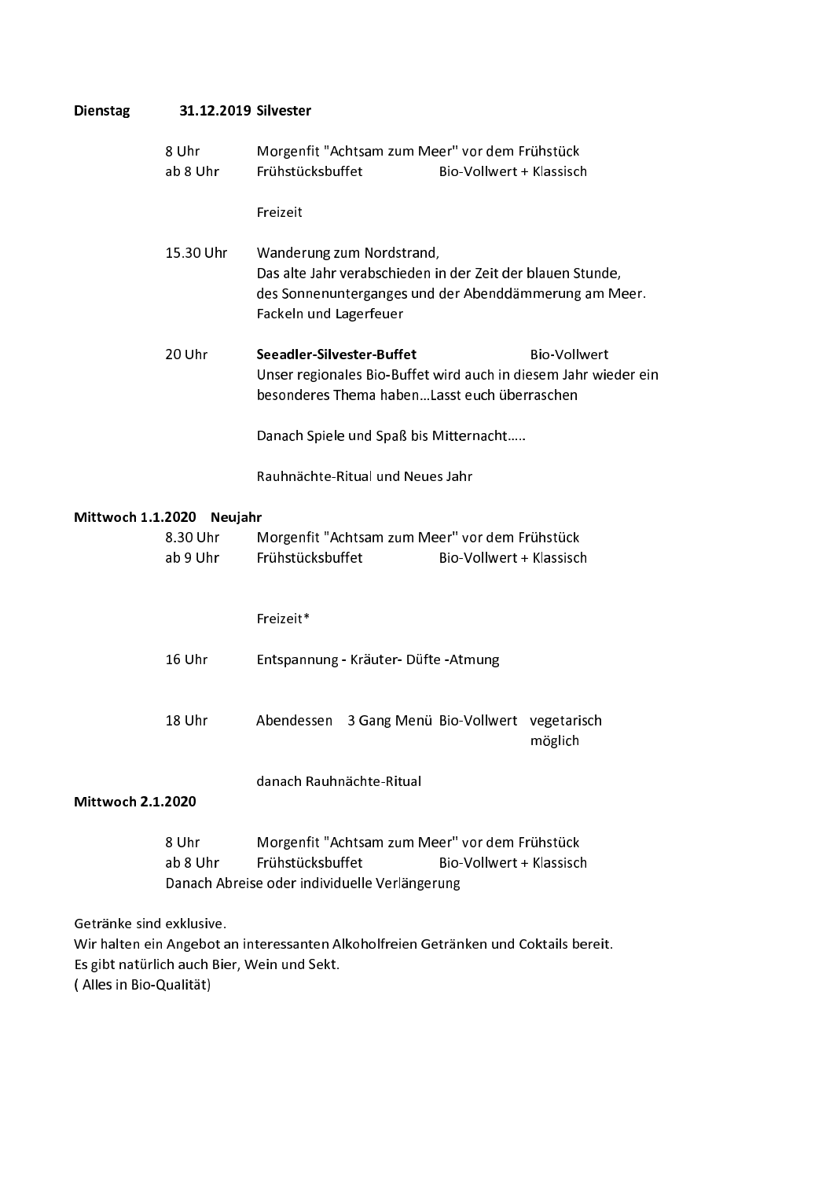**Dienstag 31.12.2019 Silvester**

| | | |
|---|---|---|
| 8 Uhr | Morgenfit "Achtsam zum Meer" vor dem Frühstück | |
| ab 8 Uhr | Frühstücksbuffet | Bio-Vollwert + Klassisch |
| | Freizeit | |
| 15.30 Uhr | Wanderung zum Nordstrand, Das alte Jahr verabschieden in der Zeit der blauen Stunde, des Sonnenunterganges und der Abenddämmerung am Meer. Fackeln und Lagerfeuer | |
| 20 Uhr | **Seeadler-Silvester-Buffet** Unser regionales Bio-Buffet wird auch in diesem Jahr wieder ein besonderes Thema haben...Lasst euch überraschen | Bio-Vollwert |
| | Danach Spiele und Spaß bis Mitternacht..... | |
| | Rauhnächte-Ritual und Neues Jahr | |

**Mittwoch 1.1.2020 Neujahr**

| | | |
|---|---|---|
| 8.30 Uhr | Morgenfit "Achtsam zum Meer" vor dem Frühstück | |
| ab 9 Uhr | Frühstücksbuffet | Bio-Vollwert + Klassisch |
| | Freizeit* | |
| 16 Uhr | Entspannung - Kräuter- Düfte -Atmung | |
| 18 Uhr | Abendessen 3 Gang Menü Bio-Vollwert | vegetarisch möglich |
| | danach Rauhnächte-Ritual | |

**Mittwoch 2.1.2020**

| | | |
|---|---|---|
| 8 Uhr | Morgenfit "Achtsam zum Meer" vor dem Frühstück | |
| ab 8 Uhr | Frühstücksbuffet | Bio-Vollwert + Klassisch |

Danach Abreise oder individuelle Verlängerung

Getränke sind exklusive.
Wir halten ein Angebot an interessanten Alkoholfreien Getränken und Coktails bereit.
Es gibt natürlich auch Bier, Wein und Sekt.
( Alles in Bio-Qualität)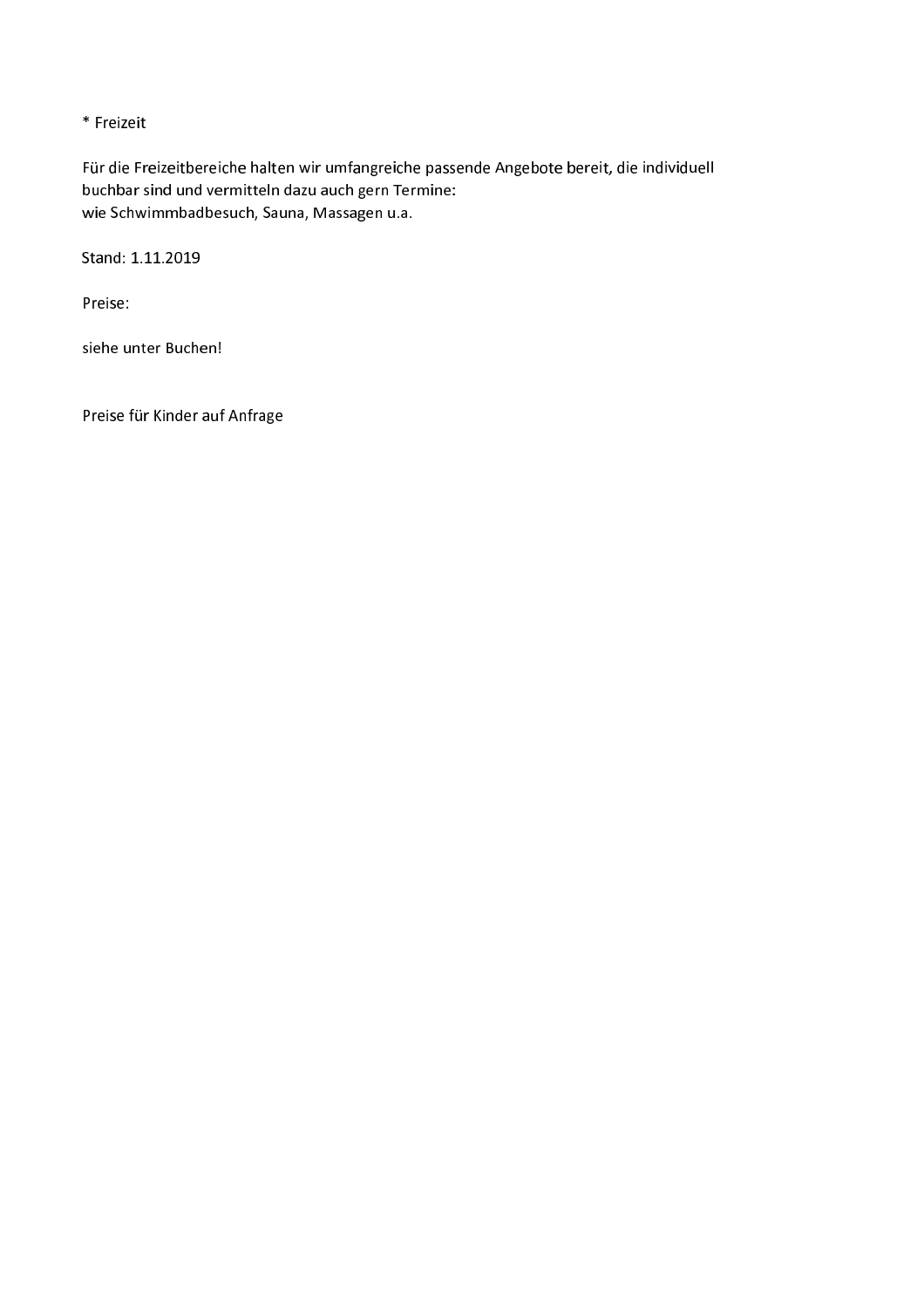* Freizeit

Für die Freizeitbereiche halten wir umfangreiche passende Angebote bereit, die individuell buchbar sind und vermitteln dazu auch gern Termine:
wie Schwimmbadbesuch, Sauna, Massagen u.a.

Stand: 1.11.2019

Preise:

siehe unter Buchen!

Preise für Kinder auf Anfrage